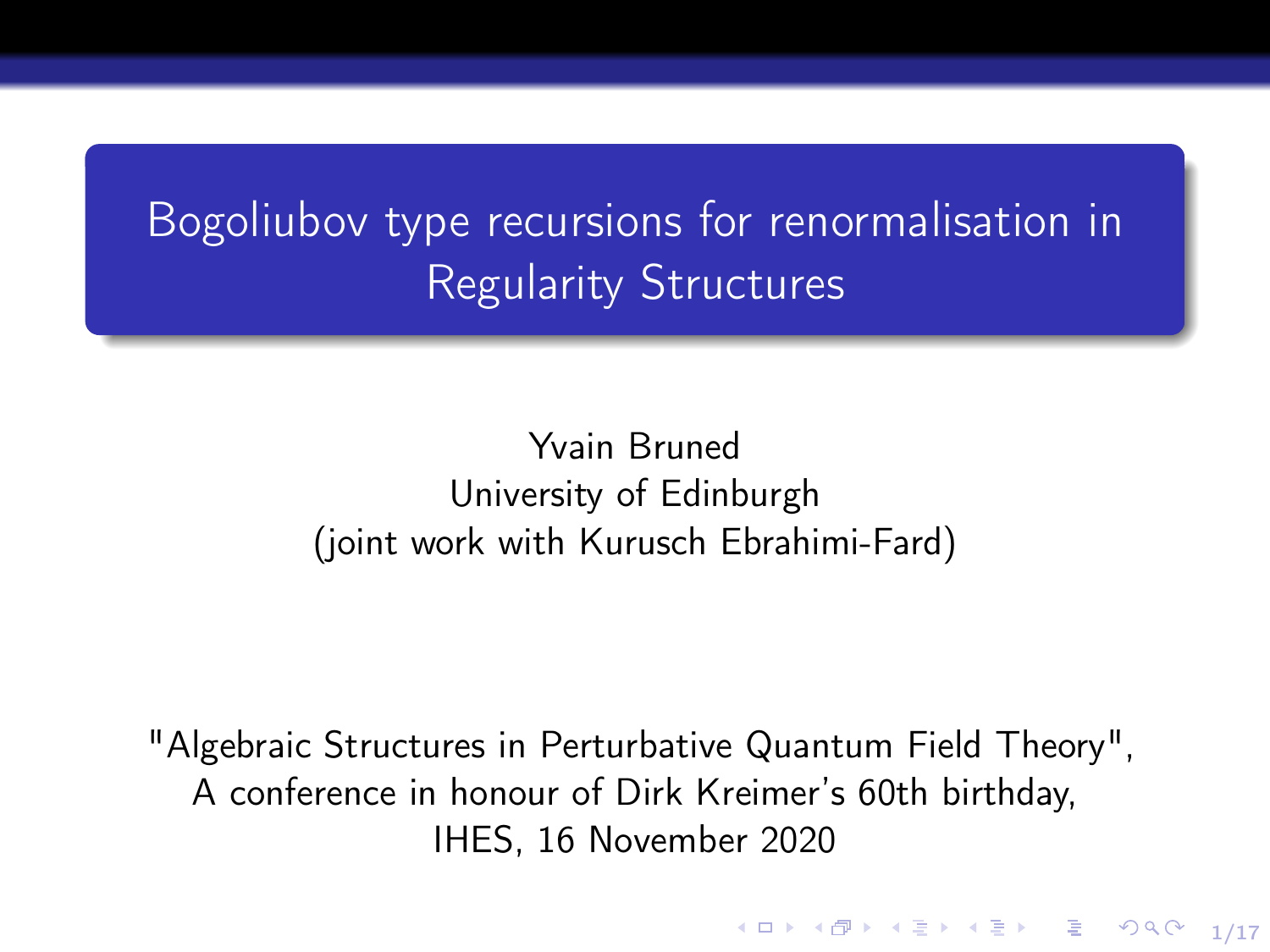# Bogoliubov type recursions for renormalisation in Regularity Structures

Yvain Bruned
University of Edinburgh
(joint work with Kurusch Ebrahimi-Fard)

"Algebraic Structures in Perturbative Quantum Field Theory",
A conference in honour of Dirk Kreimer's 60th birthday,
IHES, 16 November 2020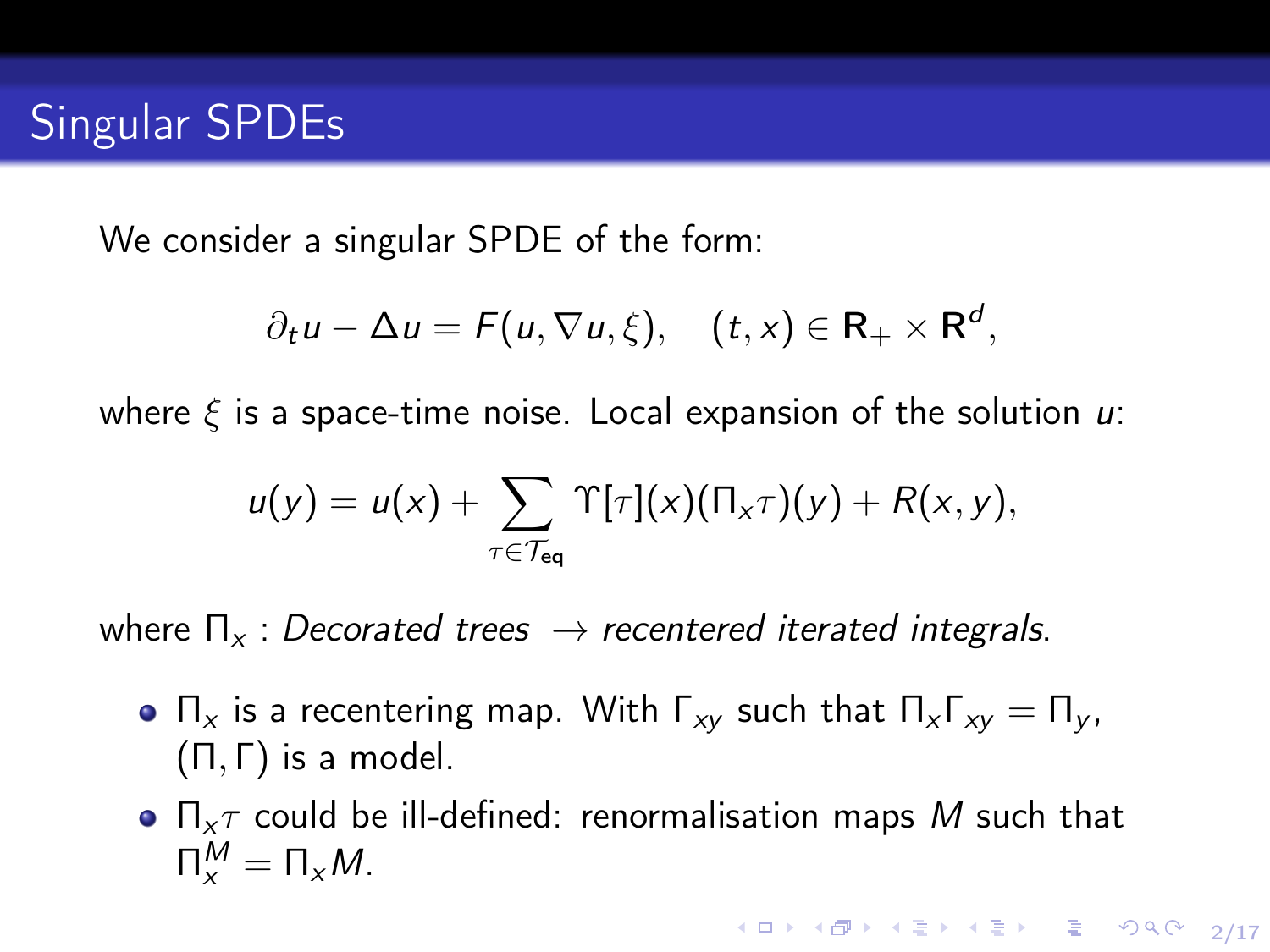# Singular SPDEs

We consider a singular SPDE of the form:

$$\partial_t u - \Delta u = F(u, \nabla u, \xi), \quad (t,x) \in \mathbf{R}_+ \times \mathbf{R}^d,$$

where $\xi$ is a space-time noise. Local expansion of the solution $u$:

$$u(y) = u(x) + \sum_{\tau \in \mathcal{T}_{\mathrm{eq}}} \Upsilon[\tau](x)(\Pi_x \tau)(y) + R(x,y),$$

where $\Pi_x$ : *Decorated trees* $\rightarrow$ *recentered iterated integrals*.

- $\Pi_x$ is a recentering map. With $\Gamma_{xy}$ such that $\Pi_x \Gamma_{xy} = \Pi_y$, $(\Pi, \Gamma)$ is a model.
- $\Pi_x \tau$ could be ill-defined: renormalisation maps $M$ such that $\Pi_x^M = \Pi_x M$.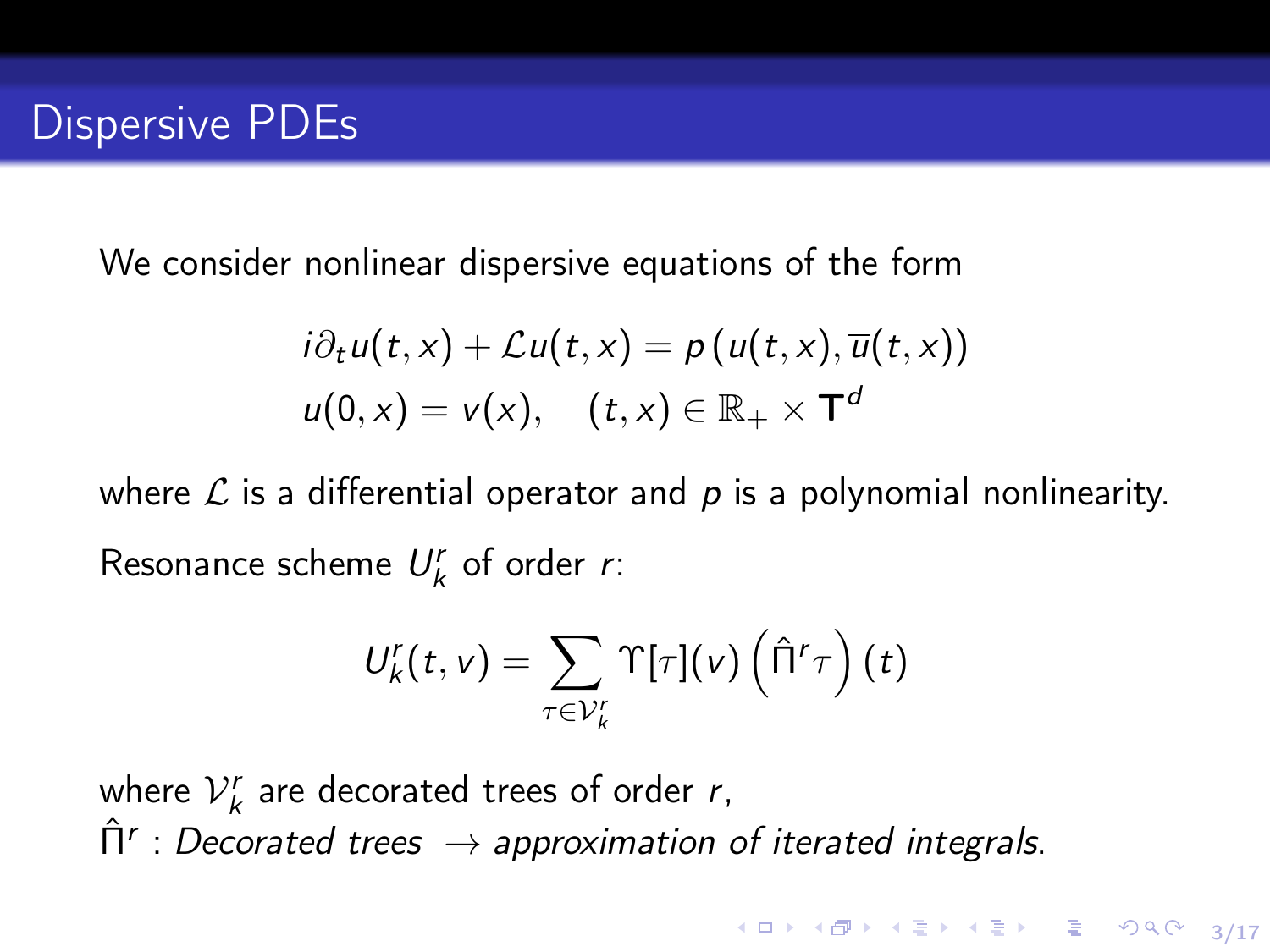# Dispersive PDEs

We consider nonlinear dispersive equations of the form

$$
\begin{aligned}
i\partial_t u(t,x) + \mathcal{L}u(t,x) &= p\left(u(t,x), \overline{u}(t,x)\right) \\
u(0,x) &= v(x), \quad (t,x) \in \mathbb{R}_+ \times \mathbf{T}^d
\end{aligned}
$$

where $\mathcal{L}$ is a differential operator and $p$ is a polynomial nonlinearity.

Resonance scheme $U_k^r$ of order $r$:

$$
U_k^r(t,v) = \sum_{\tau \in \mathcal{V}_k^r} \Upsilon[\tau](v) \left(\hat{\Pi}^r \tau\right)(t)
$$

where $\mathcal{V}_k^r$ are decorated trees of order $r$,
$\hat{\Pi}^r$ : *Decorated trees* $\rightarrow$ *approximation of iterated integrals*.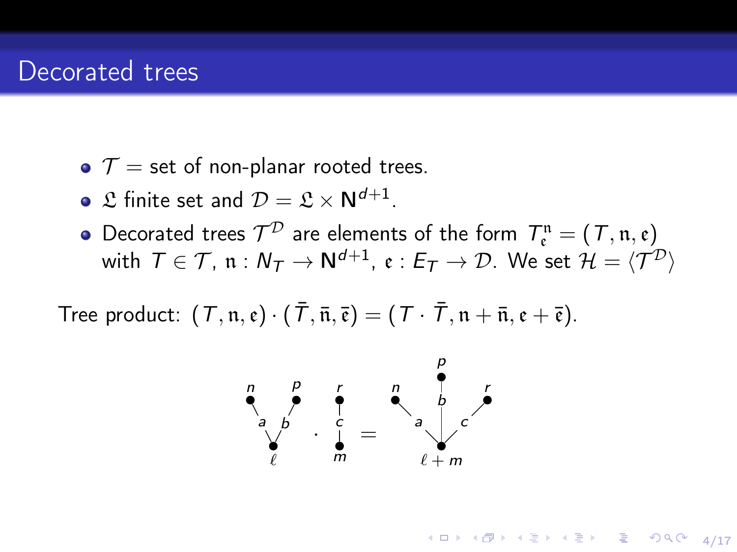# Decorated trees

- $\mathcal{T}$ = set of non-planar rooted trees.
- $\mathfrak{L}$ finite set and $\mathcal{D} = \mathfrak{L} \times \mathbf{N}^{d+1}$.
- Decorated trees $\mathcal{T}^{\mathcal{D}}$ are elements of the form $T_{\mathfrak{e}}^{\mathfrak{n}} = (T, \mathfrak{n}, \mathfrak{e})$ with $T \in \mathcal{T}$, $\mathfrak{n} : N_T \to \mathbf{N}^{d+1}$, $\mathfrak{e} : E_T \to \mathcal{D}$. We set $\mathcal{H} = \langle \mathcal{T}^{\mathcal{D}} \rangle$

Tree product: $(T, \mathfrak{n}, \mathfrak{e}) \cdot (\bar{T}, \bar{\mathfrak{n}}, \bar{\mathfrak{e}}) = (T \cdot \bar{T}, \mathfrak{n} + \bar{\mathfrak{n}}, \mathfrak{e} + \bar{\mathfrak{e}})$.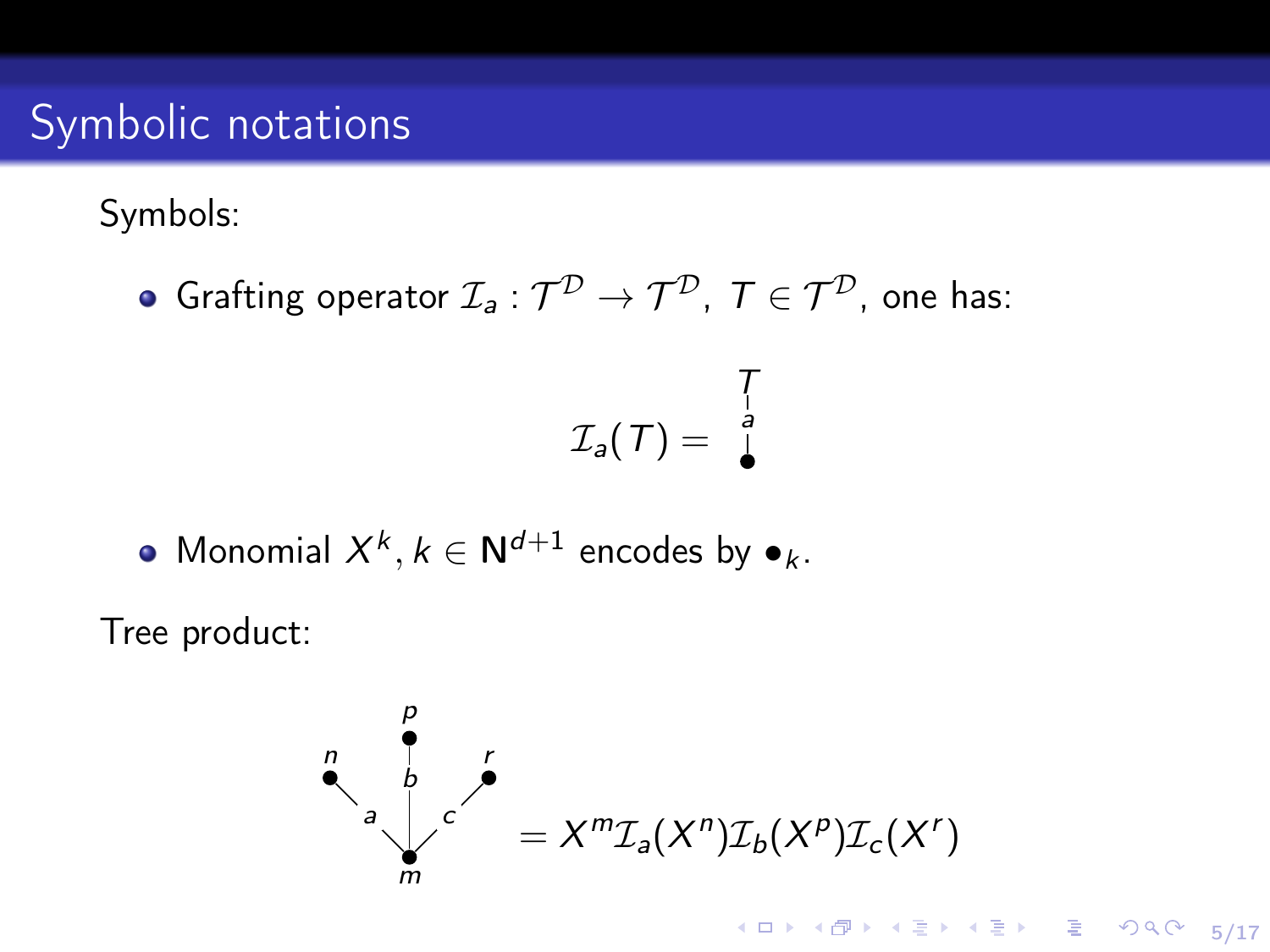# Symbolic notations

Symbols:

- Grafting operator $\mathcal{I}_a : \mathcal{T}^{\mathcal{D}} \to \mathcal{T}^{\mathcal{D}}$, $T \in \mathcal{T}^{\mathcal{D}}$, one has:

$$\mathcal{I}_a(T) = \begin{array}{c} T \\ | \\ a \\ | \\ \bullet \end{array}$$

- Monomial $X^k, k \in \mathbf{N}^{d+1}$ encodes by $\bullet_k$.

Tree product:

$$\text{(tree with root } m \text{ and edges } a, b, c \text{ to leaves } n, p, r) = X^m \mathcal{I}_a(X^n)\mathcal{I}_b(X^p)\mathcal{I}_c(X^r)$$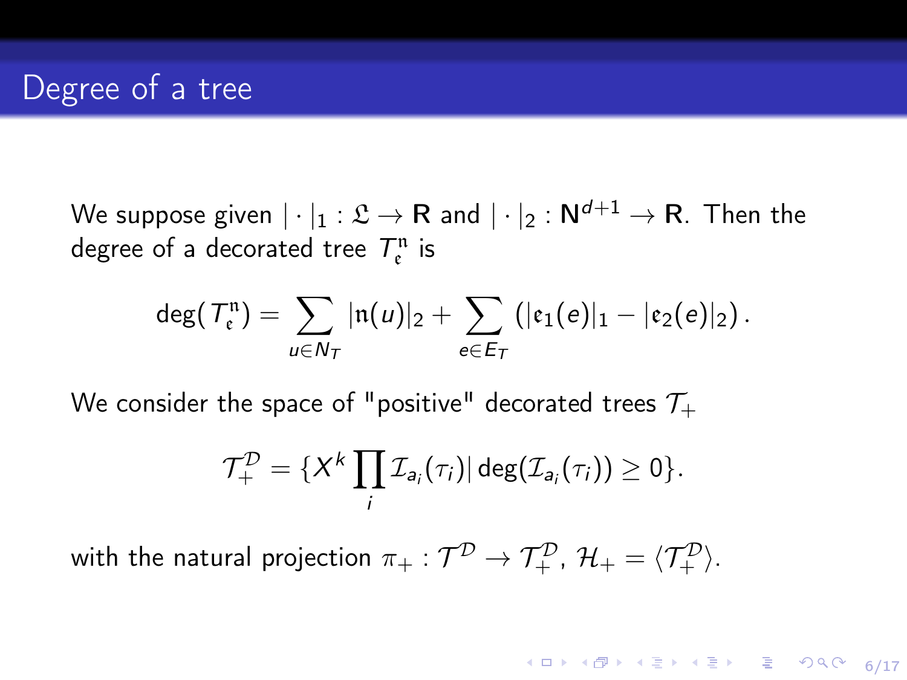# Degree of a tree

We suppose given $|\cdot|_1 : \mathfrak{L} \to \mathbf{R}$ and $|\cdot|_2 : \mathbf{N}^{d+1} \to \mathbf{R}$. Then the degree of a decorated tree $T_{\mathfrak{e}}^{\mathfrak{n}}$ is

$$\deg(T_{\mathfrak{e}}^{\mathfrak{n}}) = \sum_{u \in N_T} |\mathfrak{n}(u)|_2 + \sum_{e \in E_T} \left( |\mathfrak{e}_1(e)|_1 - |\mathfrak{e}_2(e)|_2 \right).$$

We consider the space of "positive" decorated trees $\mathcal{T}_+$

$$\mathcal{T}_+^{\mathcal{D}} = \{ X^k \prod_i \mathcal{I}_{a_i}(\tau_i) | \deg(\mathcal{I}_{a_i}(\tau_i)) \geq 0 \}.$$

with the natural projection $\pi_+ : \mathcal{T}^{\mathcal{D}} \to \mathcal{T}_+^{\mathcal{D}}$, $\mathcal{H}_+ = \langle \mathcal{T}_+^{\mathcal{D}} \rangle$.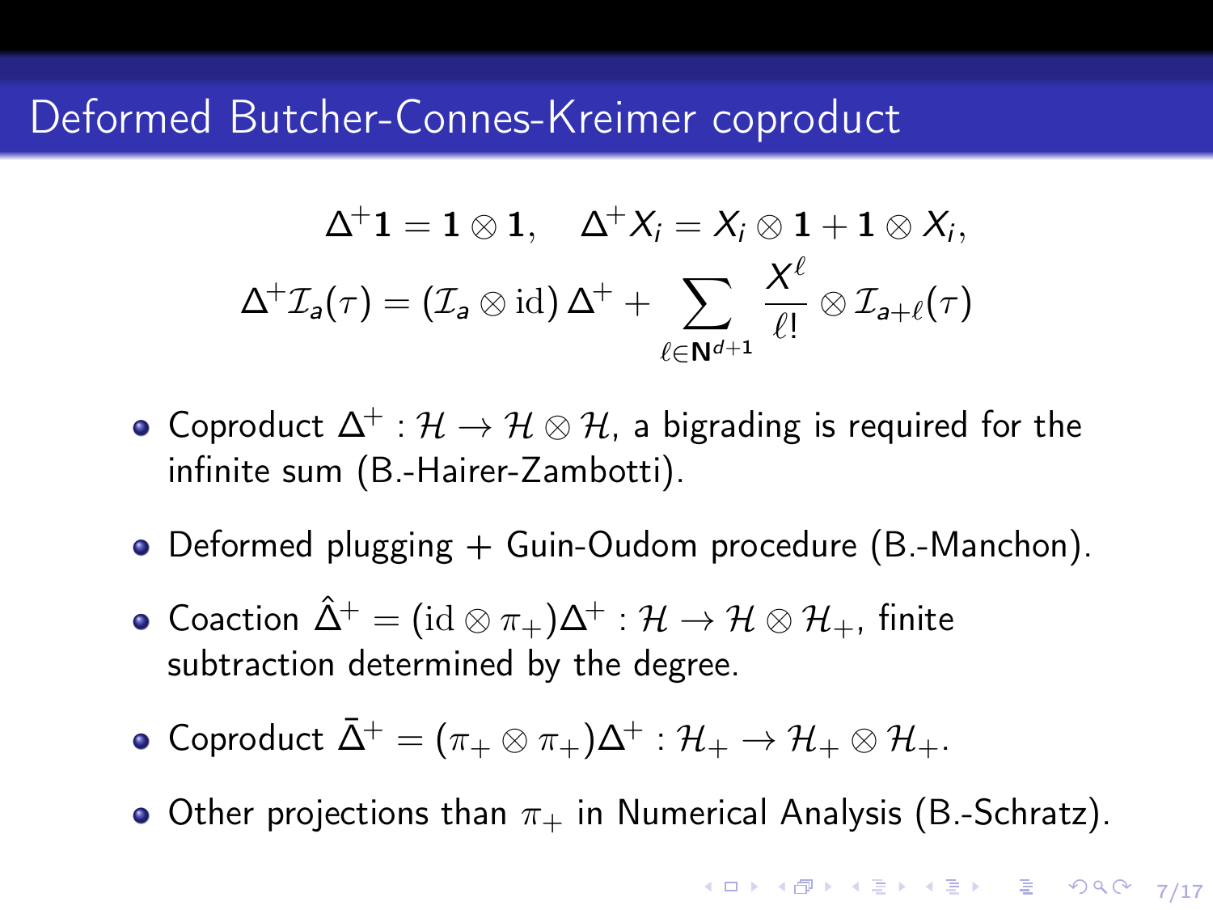# Deformed Butcher-Connes-Kreimer coproduct

$$
\Delta^+ \mathbf{1} = \mathbf{1} \otimes \mathbf{1}, \quad \Delta^+ X_i = X_i \otimes \mathbf{1} + \mathbf{1} \otimes X_i,
$$

$$
\Delta^+ \mathcal{I}_a(\tau) = (\mathcal{I}_a \otimes \mathrm{id})\, \Delta^+ + \sum_{\ell \in \mathbf{N}^{d+1}} \frac{X^\ell}{\ell!} \otimes \mathcal{I}_{a+\ell}(\tau)
$$

- Coproduct $\Delta^+ : \mathcal{H} \to \mathcal{H} \otimes \mathcal{H}$, a bigrading is required for the infinite sum (B.-Hairer-Zambotti).
- Deformed plugging + Guin-Oudom procedure (B.-Manchon).
- Coaction $\hat{\Delta}^+ = (\mathrm{id} \otimes \pi_+)\Delta^+ : \mathcal{H} \to \mathcal{H} \otimes \mathcal{H}_+$, finite subtraction determined by the degree.
- Coproduct $\bar{\Delta}^+ = (\pi_+ \otimes \pi_+)\Delta^+ : \mathcal{H}_+ \to \mathcal{H}_+ \otimes \mathcal{H}_+$.
- Other projections than $\pi_+$ in Numerical Analysis (B.-Schratz).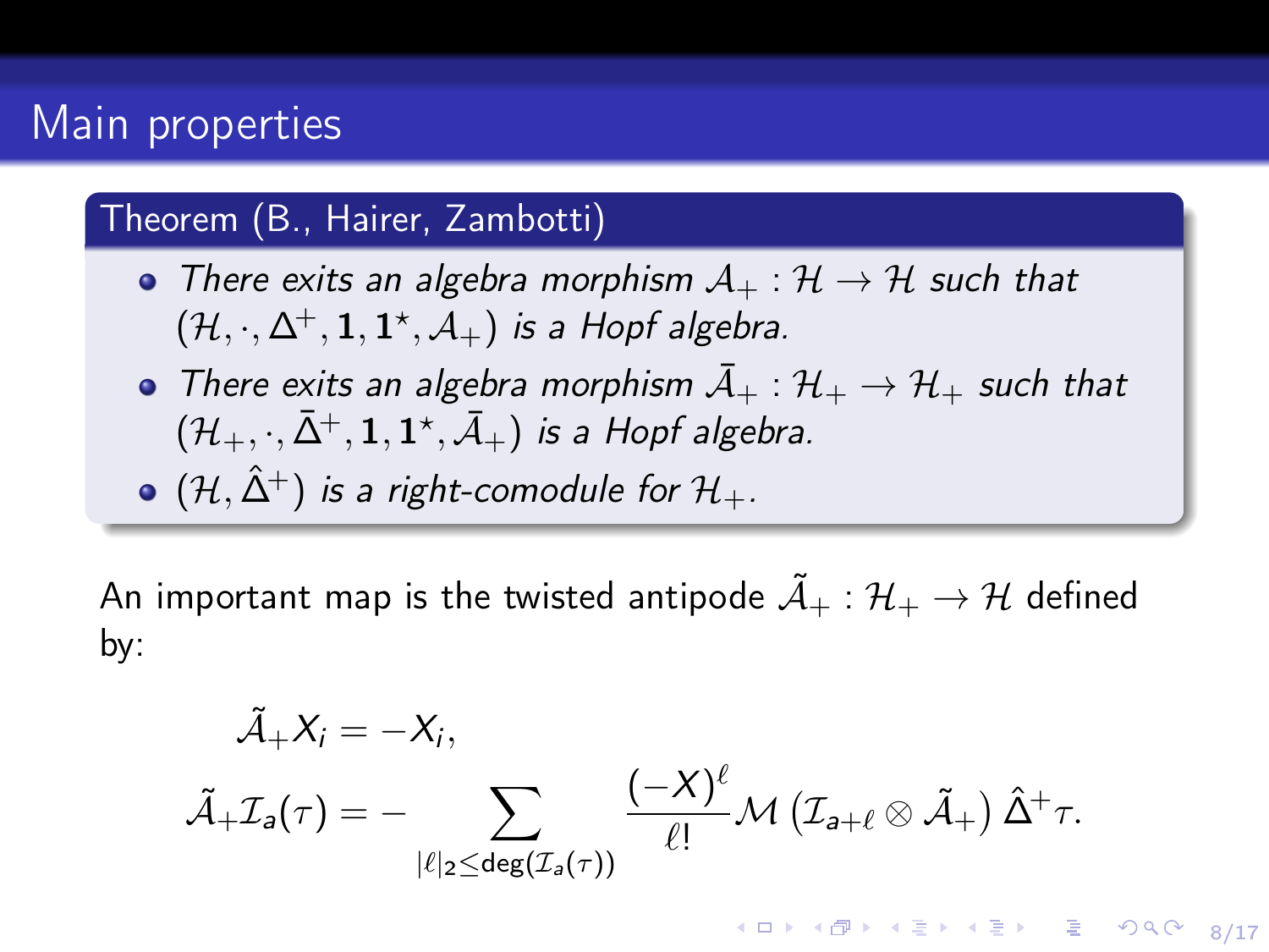# Main properties

**Theorem (B., Hairer, Zambotti)**

- *There exits an algebra morphism $\mathcal{A}_+ : \mathcal{H} \to \mathcal{H}$ such that $(\mathcal{H}, \cdot, \Delta^+, \mathbf{1}, \mathbf{1}^\star, \mathcal{A}_+)$ is a Hopf algebra.*
- *There exits an algebra morphism $\bar{\mathcal{A}}_+ : \mathcal{H}_+ \to \mathcal{H}_+$ such that $(\mathcal{H}_+, \cdot, \bar{\Delta}^+, \mathbf{1}, \mathbf{1}^\star, \bar{\mathcal{A}}_+)$ is a Hopf algebra.*
- *$(\mathcal{H}, \hat{\Delta}^+)$ is a right-comodule for $\mathcal{H}_+$.*

An important map is the twisted antipode $\tilde{\mathcal{A}}_+ : \mathcal{H}_+ \to \mathcal{H}$ defined by:

$$
\begin{aligned}
\tilde{\mathcal{A}}_+ X_i &= -X_i, \\
\tilde{\mathcal{A}}_+ \mathcal{I}_a(\tau) &= - \sum_{|\ell|_2 \leq \deg(\mathcal{I}_a(\tau))} \frac{(-X)^\ell}{\ell!} \mathcal{M}\left(\mathcal{I}_{a+\ell} \otimes \tilde{\mathcal{A}}_+\right) \hat{\Delta}^+ \tau.
\end{aligned}
$$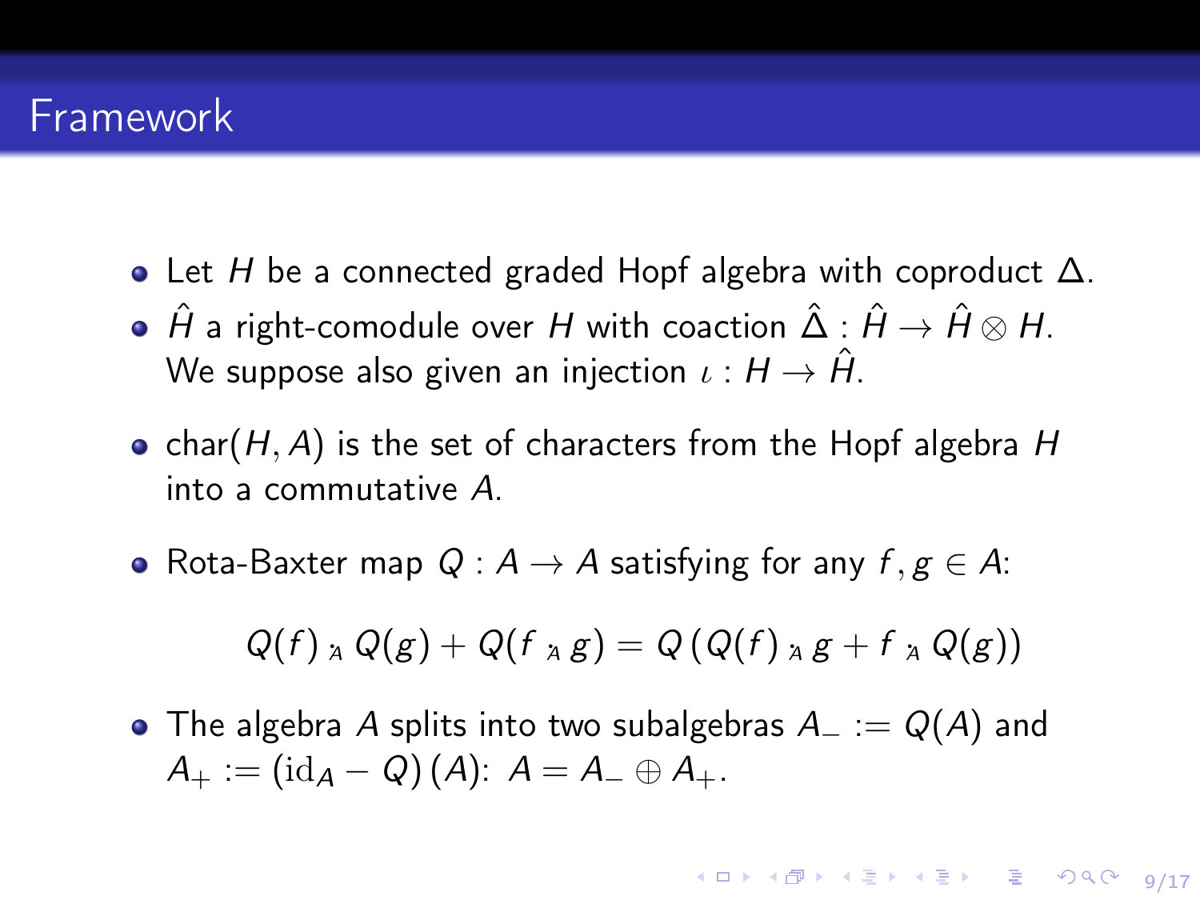# Framework

- Let $H$ be a connected graded Hopf algebra with coproduct $\Delta$.
- $\hat{H}$ a right-comodule over $H$ with coaction $\hat{\Delta} : \hat{H} \to \hat{H} \otimes H$. We suppose also given an injection $\iota : H \to \hat{H}$.
- char$(H, A)$ is the set of characters from the Hopf algebra $H$ into a commutative $A$.
- Rota-Baxter map $Q : A \to A$ satisfying for any $f, g \in A$:

$$Q(f) \cdot_A Q(g) + Q(f \cdot_A g) = Q\left(Q(f) \cdot_A g + f \cdot_A Q(g)\right)$$

- The algebra $A$ splits into two subalgebras $A_- := Q(A)$ and $A_+ := \left(\mathrm{id}_A - Q\right)(A)$: $A = A_- \oplus A_+$.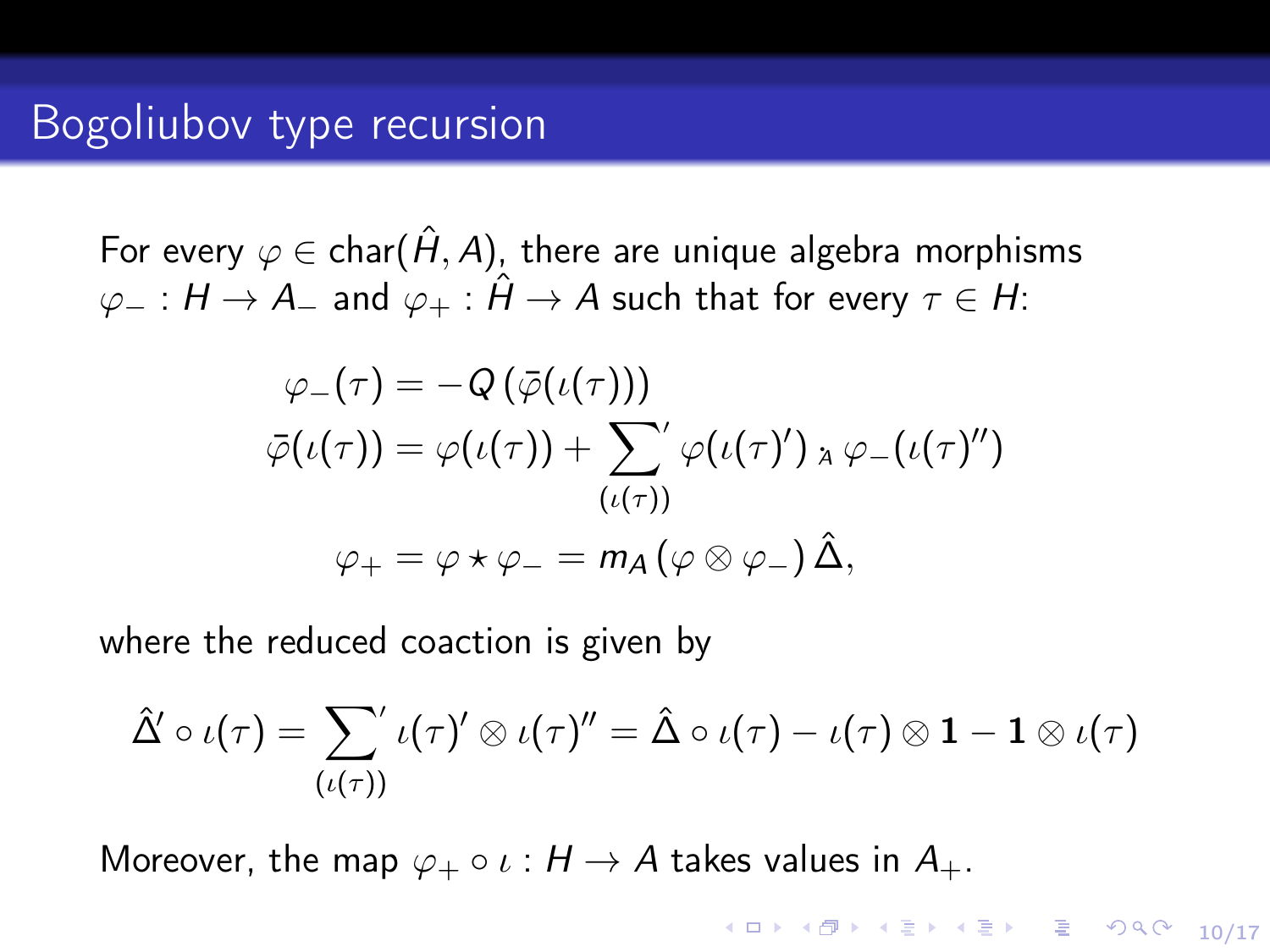# Bogoliubov type recursion

For every $\varphi \in \text{char}(\hat{H}, A)$, there are unique algebra morphisms $\varphi_- : H \to A_-$ and $\varphi_+ : \hat{H} \to A$ such that for every $\tau \in H$:

$$
\begin{aligned}
\varphi_-(\tau) &= -Q\left(\bar{\varphi}(\iota(\tau))\right) \\
\bar{\varphi}(\iota(\tau)) &= \varphi(\iota(\tau)) + \sum_{(\iota(\tau))}{}' \varphi(\iota(\tau)') \cdot_A \varphi_-(\iota(\tau)'') \\
\varphi_+ &= \varphi \star \varphi_- = m_A\left(\varphi \otimes \varphi_-\right)\hat{\Delta},
\end{aligned}
$$

where the reduced coaction is given by

$$
\hat{\Delta}' \circ \iota(\tau) = \sum_{(\iota(\tau))}{}' \iota(\tau)' \otimes \iota(\tau)'' = \hat{\Delta} \circ \iota(\tau) - \iota(\tau) \otimes \mathbf{1} - \mathbf{1} \otimes \iota(\tau)
$$

Moreover, the map $\varphi_+ \circ \iota : H \to A$ takes values in $A_+$.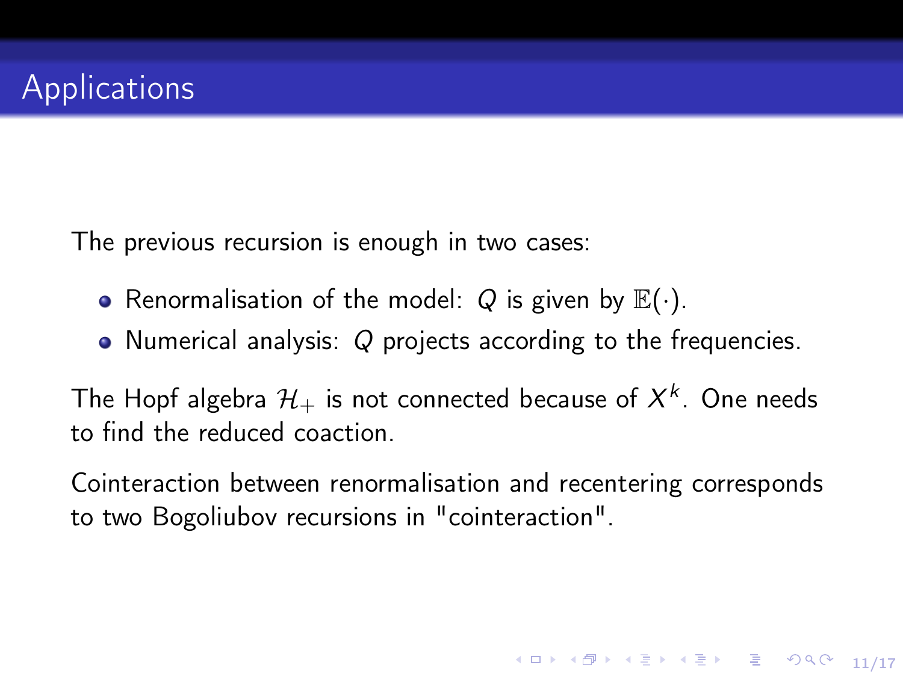# Applications

The previous recursion is enough in two cases:

- Renormalisation of the model: $Q$ is given by $\mathbb{E}(\cdot)$.
- Numerical analysis: $Q$ projects according to the frequencies.

The Hopf algebra $\mathcal{H}_+$ is not connected because of $X^k$. One needs to find the reduced coaction.

Cointeraction between renormalisation and recentering corresponds to two Bogoliubov recursions in "cointeraction".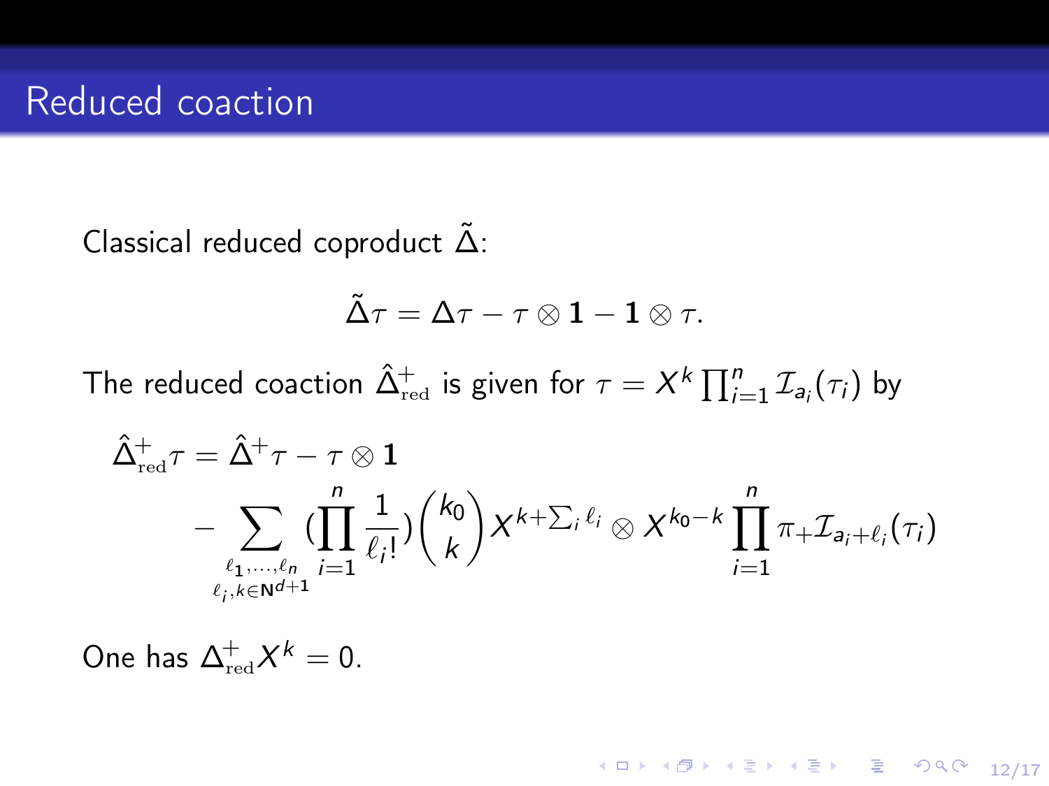# Reduced coaction

Classical reduced coproduct $\tilde{\Delta}$:

$$\tilde{\Delta}\tau = \Delta\tau - \tau \otimes \mathbf{1} - \mathbf{1} \otimes \tau.$$

The reduced coaction $\hat{\Delta}^+_{\mathrm{red}}$ is given for $\tau = X^k \prod_{i=1}^n \mathcal{I}_{a_i}(\tau_i)$ by

$$\begin{aligned}\hat{\Delta}^+_{\mathrm{red}}\tau &= \hat{\Delta}^+\tau - \tau \otimes \mathbf{1} \\ &\quad - \sum_{\substack{\ell_1,\dots,\ell_n \\ \ell_i, k \in \mathbf{N}^{d+1}}} \Big(\prod_{i=1}^n \frac{1}{\ell_i!}\Big) \binom{k_0}{k} X^{k+\sum_i \ell_i} \otimes X^{k_0-k} \prod_{i=1}^n \pi_+ \mathcal{I}_{a_i+\ell_i}(\tau_i)\end{aligned}$$

One has $\Delta^+_{\mathrm{red}} X^k = 0$.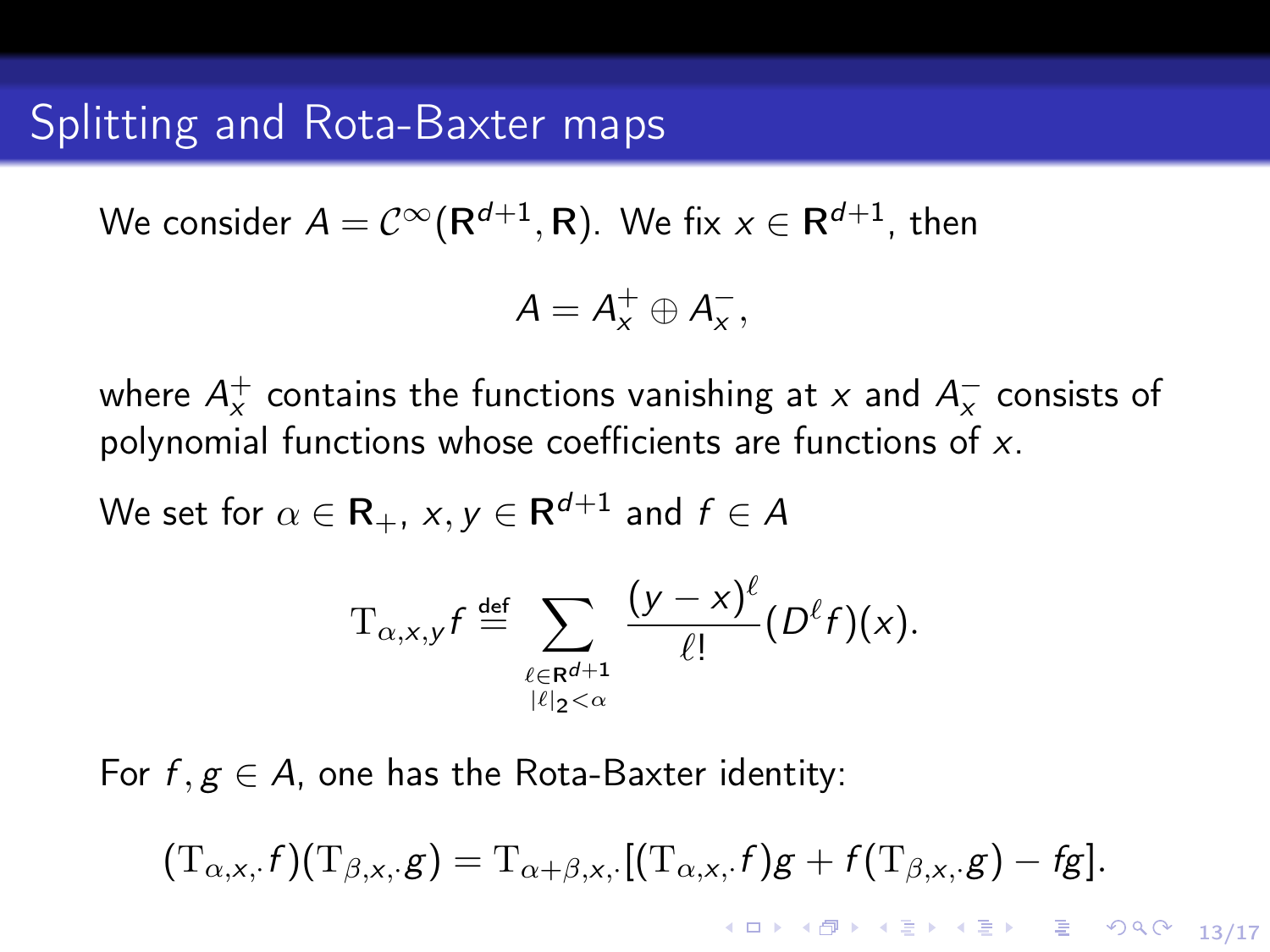# Splitting and Rota-Baxter maps

We consider $A = \mathcal{C}^\infty(\mathbf{R}^{d+1}, \mathbf{R})$. We fix $x \in \mathbf{R}^{d+1}$, then

$$A = A_x^+ \oplus A_x^-,$$

where $A_x^+$ contains the functions vanishing at $x$ and $A_x^-$ consists of polynomial functions whose coefficients are functions of $x$.

We set for $\alpha \in \mathbf{R}_+$, $x, y \in \mathbf{R}^{d+1}$ and $f \in A$

$$\mathrm{T}_{\alpha,x,y} f \stackrel{\text{def}}{=} \sum_{\substack{\ell \in \mathbf{R}^{d+1} \\ |\ell|_2 < \alpha}} \frac{(y-x)^\ell}{\ell!} (D^\ell f)(x).$$

For $f, g \in A$, one has the Rota-Baxter identity:

$$(\mathrm{T}_{\alpha,x,\cdot} f)(\mathrm{T}_{\beta,x,\cdot} g) = \mathrm{T}_{\alpha+\beta,x,\cdot}[(\mathrm{T}_{\alpha,x,\cdot} f) g + f(\mathrm{T}_{\beta,x,\cdot} g) - fg].$$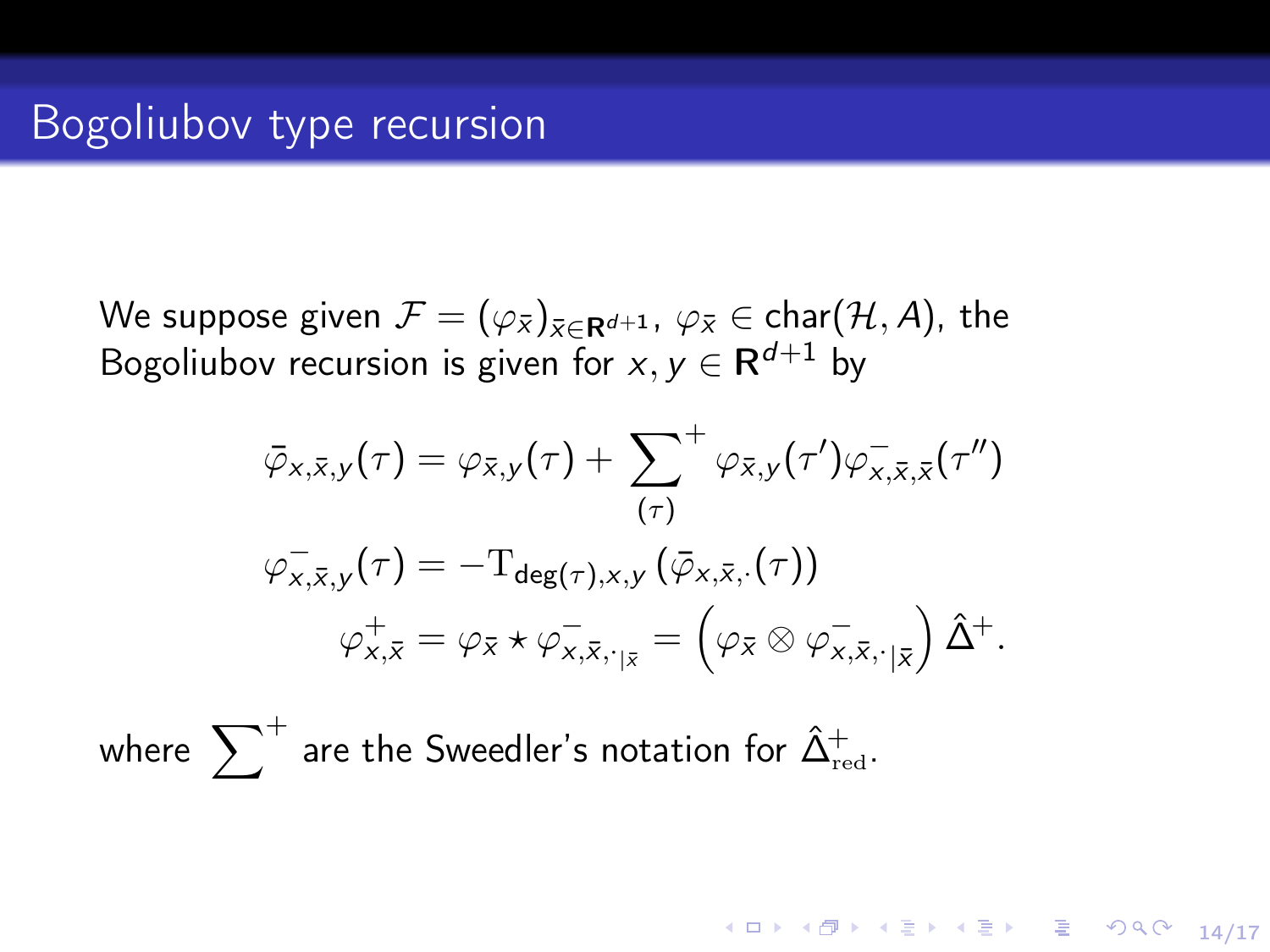# Bogoliubov type recursion

We suppose given $\mathcal{F} = (\varphi_{\bar{x}})_{\bar{x} \in \mathbf{R}^{d+1}}$, $\varphi_{\bar{x}} \in \mathrm{char}(\mathcal{H}, A)$, the Bogoliubov recursion is given for $x, y \in \mathbf{R}^{d+1}$ by

$$
\begin{aligned}
\bar{\varphi}_{x,\bar{x},y}(\tau) &= \varphi_{\bar{x},y}(\tau) + \sum_{(\tau)}^{+} \varphi_{\bar{x},y}(\tau') \varphi^{-}_{x,\bar{x},\bar{x}}(\tau'') \\
\varphi^{-}_{x,\bar{x},y}(\tau) &= -\mathrm{T}_{\deg(\tau),x,y}\left(\bar{\varphi}_{x,\bar{x},\cdot}(\tau)\right) \\
\varphi^{+}_{x,\bar{x}} &= \varphi_{\bar{x}} \star \varphi^{-}_{x,\bar{x},\cdot_{|\bar{x}}} = \left(\varphi_{\bar{x}} \otimes \varphi^{-}_{x,\bar{x},\cdot_{|\bar{x}}}\right) \hat{\Delta}^{+}.
\end{aligned}
$$

where $\sum^{+}$ are the Sweedler's notation for $\hat{\Delta}^{+}_{\mathrm{red}}$.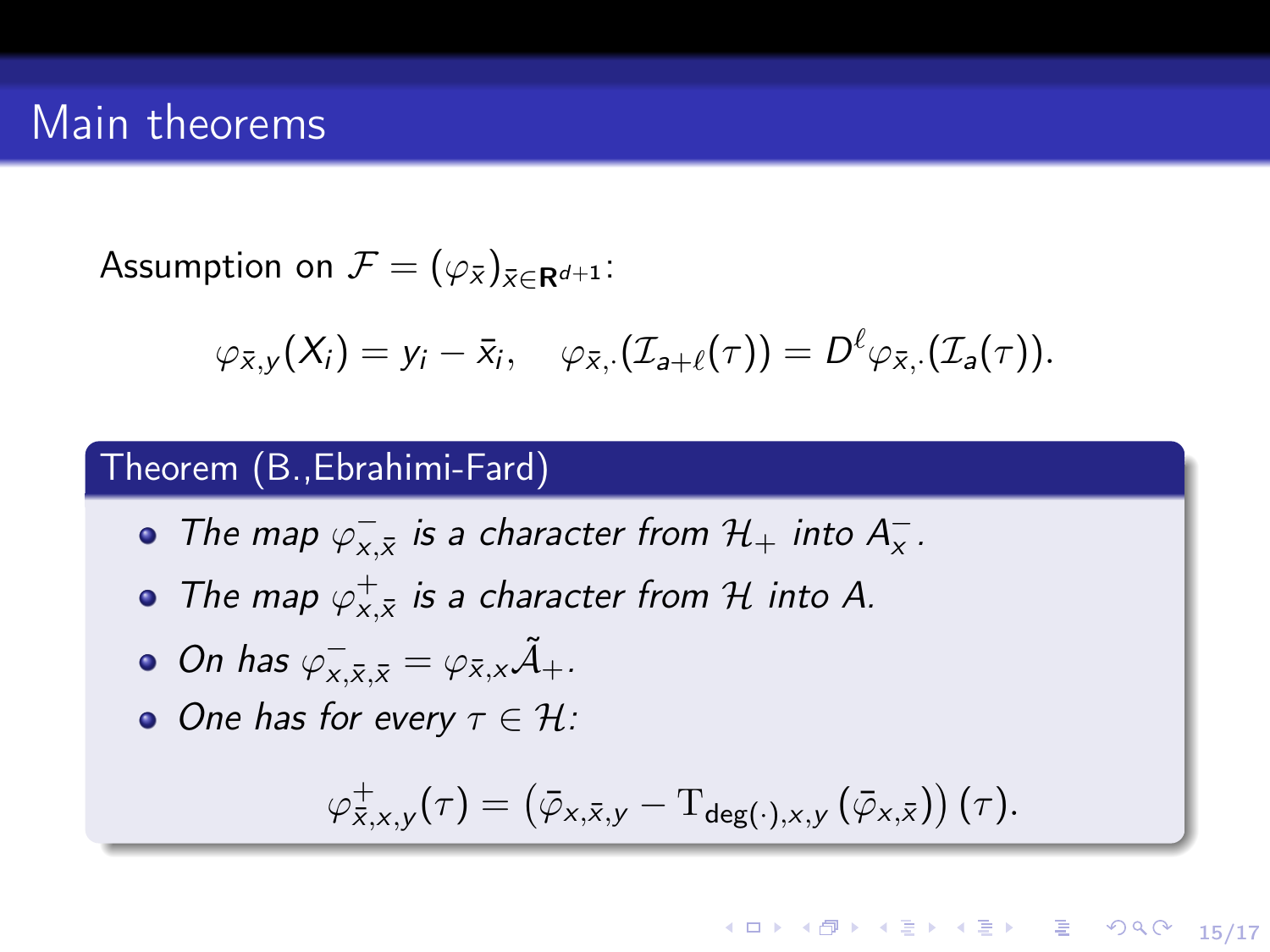# Main theorems

Assumption on $\mathcal{F} = (\varphi_{\bar{x}})_{\bar{x} \in \mathbf{R}^{d+1}}$:

$$\varphi_{\bar{x},y}(X_i) = y_i - \bar{x}_i, \quad \varphi_{\bar{x},\cdot}(\mathcal{I}_{a+\ell}(\tau)) = D^{\ell} \varphi_{\bar{x},\cdot}(\mathcal{I}_a(\tau)).$$

## Theorem (B.,Ebrahimi-Fard)

- *The map $\varphi^{-}_{x,\bar{x}}$ is a character from $\mathcal{H}_+$ into $A^{-}_{x}$.*
- *The map $\varphi^{+}_{x,\bar{x}}$ is a character from $\mathcal{H}$ into $A$.*
- *On has $\varphi^{-}_{x,\bar{x},\bar{x}} = \varphi_{\bar{x},x} \tilde{\mathcal{A}}_+$.*
- *One has for every $\tau \in \mathcal{H}$:*

$$\varphi^{+}_{\bar{x},x,y}(\tau) = \left( \bar{\varphi}_{x,\bar{x},y} - \mathrm{T}_{\deg(\cdot),x,y} \left( \bar{\varphi}_{x,\bar{x}} \right) \right) (\tau).$$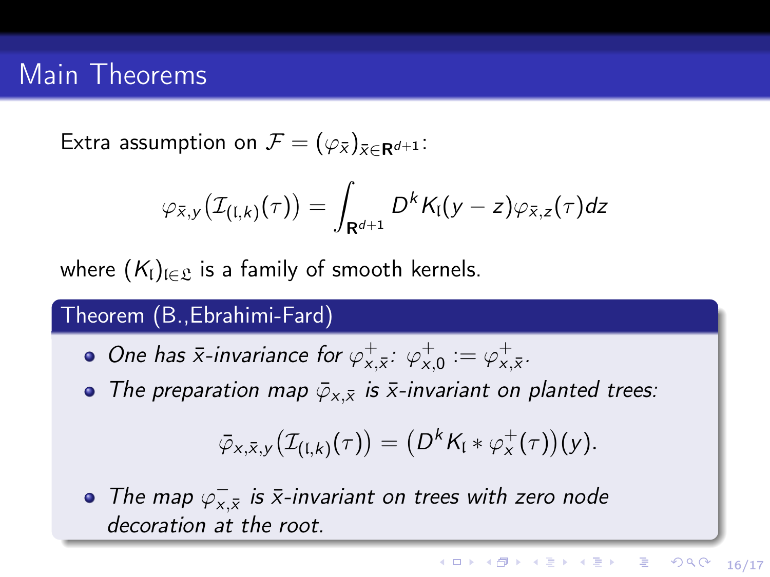# Main Theorems

Extra assumption on $\mathcal{F} = (\varphi_{\bar{x}})_{\bar{x} \in \mathbf{R}^{d+1}}$:

$$\varphi_{\bar{x},y}\big(\mathcal{I}_{(\mathfrak{l},k)}(\tau)\big) = \int_{\mathbf{R}^{d+1}} D^k K_{\mathfrak{l}}(y-z)\varphi_{\bar{x},z}(\tau)dz$$

where $(K_{\mathfrak{l}})_{\mathfrak{l} \in \mathfrak{L}}$ is a family of smooth kernels.

**Theorem (B.,Ebrahimi-Fard)**

- *One has $\bar{x}$-invariance for $\varphi^{+}_{x,\bar{x}}$: $\varphi^{+}_{x,0} := \varphi^{+}_{x,\bar{x}}$.*
- *The preparation map $\bar{\varphi}_{x,\bar{x}}$ is $\bar{x}$-invariant on planted trees:*

$$\bar{\varphi}_{x,\bar{x},y}\big(\mathcal{I}_{(\mathfrak{l},k)}(\tau)\big) = \big(D^k K_{\mathfrak{l}} * \varphi^{+}_{x}(\tau)\big)(y).$$

- *The map $\varphi^{-}_{x,\bar{x}}$ is $\bar{x}$-invariant on trees with zero node decoration at the root.*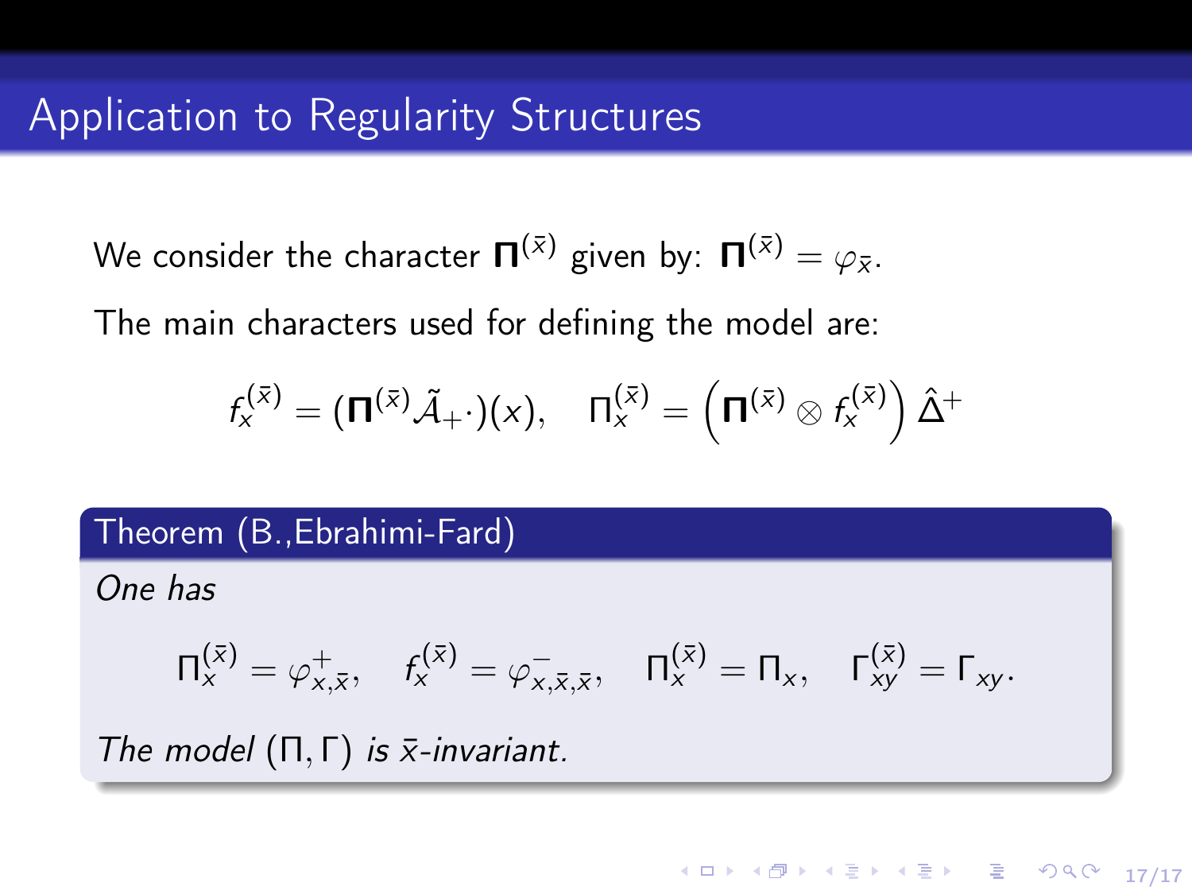# Application to Regularity Structures

We consider the character $\mathbf{\Pi}^{(\bar{x})}$ given by: $\mathbf{\Pi}^{(\bar{x})} = \varphi_{\bar{x}}$.

The main characters used for defining the model are:

$$f_x^{(\bar{x})} = (\mathbf{\Pi}^{(\bar{x})} \tilde{\mathcal{A}}_+ \cdot)(x), \quad \Pi_x^{(\bar{x})} = \left( \mathbf{\Pi}^{(\bar{x})} \otimes f_x^{(\bar{x})} \right) \hat{\Delta}^+$$

**Theorem (B.,Ebrahimi-Fard)**

*One has*

$$\Pi_x^{(\bar{x})} = \varphi_{x,\bar{x}}^+, \quad f_x^{(\bar{x})} = \varphi_{x,\bar{x},\bar{x}}^-, \quad \Pi_x^{(\bar{x})} = \Pi_x, \quad \Gamma_{xy}^{(\bar{x})} = \Gamma_{xy}.$$

*The model* $(\Pi, \Gamma)$ *is* $\bar{x}$*-invariant.*